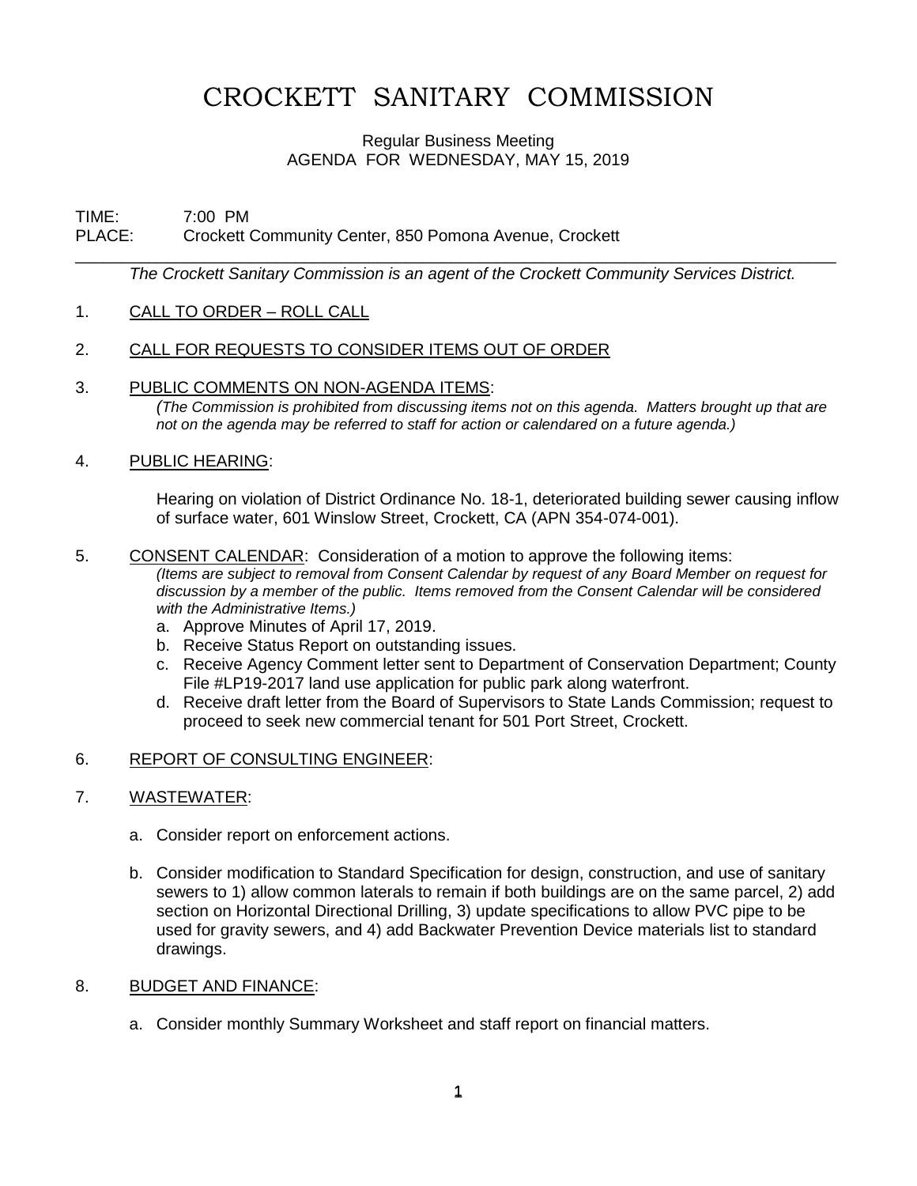# CROCKETT SANITARY COMMISSION

Regular Business Meeting
AGENDA FOR WEDNESDAY, MAY 15, 2019

TIME: 7:00 PM
PLACE: Crockett Community Center, 850 Pomona Avenue, Crockett

---

*The Crockett Sanitary Commission is an agent of the Crockett Community Services District.*

1. CALL TO ORDER – ROLL CALL

2. CALL FOR REQUESTS TO CONSIDER ITEMS OUT OF ORDER

3. PUBLIC COMMENTS ON NON-AGENDA ITEMS:
   *(The Commission is prohibited from discussing items not on this agenda. Matters brought up that are not on the agenda may be referred to staff for action or calendared on a future agenda.)*

4. PUBLIC HEARING:

   Hearing on violation of District Ordinance No. 18-1, deteriorated building sewer causing inflow of surface water, 601 Winslow Street, Crockett, CA (APN 354-074-001).

5. CONSENT CALENDAR: Consideration of a motion to approve the following items:
   *(Items are subject to removal from Consent Calendar by request of any Board Member on request for discussion by a member of the public. Items removed from the Consent Calendar will be considered with the Administrative Items.)*
   a. Approve Minutes of April 17, 2019.
   b. Receive Status Report on outstanding issues.
   c. Receive Agency Comment letter sent to Department of Conservation Department; County File #LP19-2017 land use application for public park along waterfront.
   d. Receive draft letter from the Board of Supervisors to State Lands Commission; request to proceed to seek new commercial tenant for 501 Port Street, Crockett.

6. REPORT OF CONSULTING ENGINEER:

7. WASTEWATER:

   a. Consider report on enforcement actions.

   b. Consider modification to Standard Specification for design, construction, and use of sanitary sewers to 1) allow common laterals to remain if both buildings are on the same parcel, 2) add section on Horizontal Directional Drilling, 3) update specifications to allow PVC pipe to be used for gravity sewers, and 4) add Backwater Prevention Device materials list to standard drawings.

8. BUDGET AND FINANCE:

   a. Consider monthly Summary Worksheet and staff report on financial matters.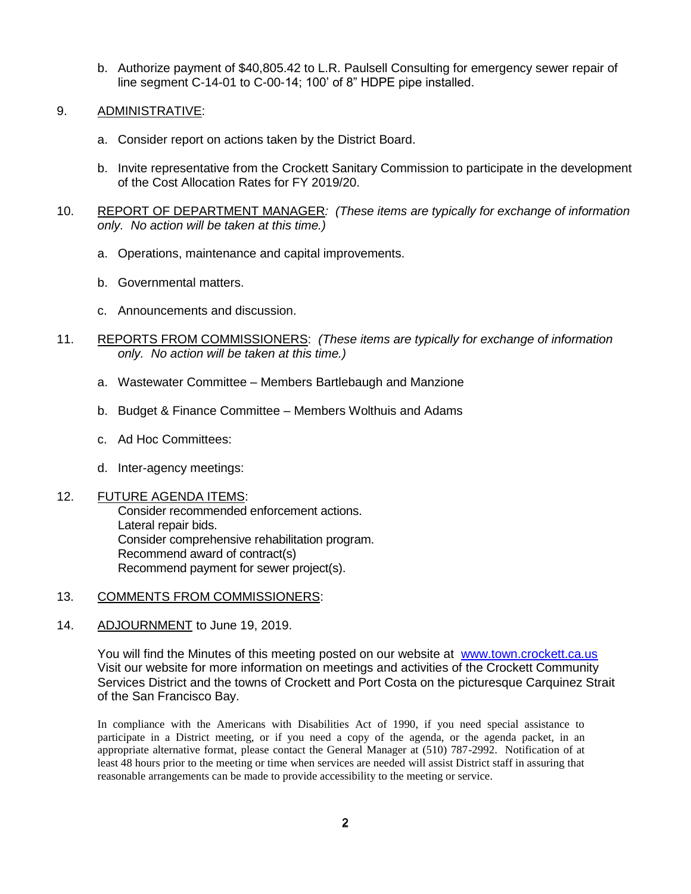b. Authorize payment of $40,805.42 to L.R. Paulsell Consulting for emergency sewer repair of line segment C-14-01 to C-00-14; 100' of 8" HDPE pipe installed.

9. ADMINISTRATIVE:

   a. Consider report on actions taken by the District Board.

   b. Invite representative from the Crockett Sanitary Commission to participate in the development of the Cost Allocation Rates for FY 2019/20.

10. REPORT OF DEPARTMENT MANAGER: *(These items are typically for exchange of information only. No action will be taken at this time.)*

    a. Operations, maintenance and capital improvements.

    b. Governmental matters.

    c. Announcements and discussion.

11. REPORTS FROM COMMISSIONERS: *(These items are typically for exchange of information only. No action will be taken at this time.)*

    a. Wastewater Committee – Members Bartlebaugh and Manzione

    b. Budget & Finance Committee – Members Wolthuis and Adams

    c. Ad Hoc Committees:

    d. Inter-agency meetings:

12. FUTURE AGENDA ITEMS:
    Consider recommended enforcement actions.
    Lateral repair bids.
    Consider comprehensive rehabilitation program.
    Recommend award of contract(s)
    Recommend payment for sewer project(s).

13. COMMENTS FROM COMMISSIONERS:

14. ADJOURNMENT to June 19, 2019.

You will find the Minutes of this meeting posted on our website at [www.town.crockett.ca.us](http://www.town.crockett.ca.us) Visit our website for more information on meetings and activities of the Crockett Community Services District and the towns of Crockett and Port Costa on the picturesque Carquinez Strait of the San Francisco Bay.

In compliance with the Americans with Disabilities Act of 1990, if you need special assistance to participate in a District meeting, or if you need a copy of the agenda, or the agenda packet, in an appropriate alternative format, please contact the General Manager at (510) 787-2992. Notification of at least 48 hours prior to the meeting or time when services are needed will assist District staff in assuring that reasonable arrangements can be made to provide accessibility to the meeting or service.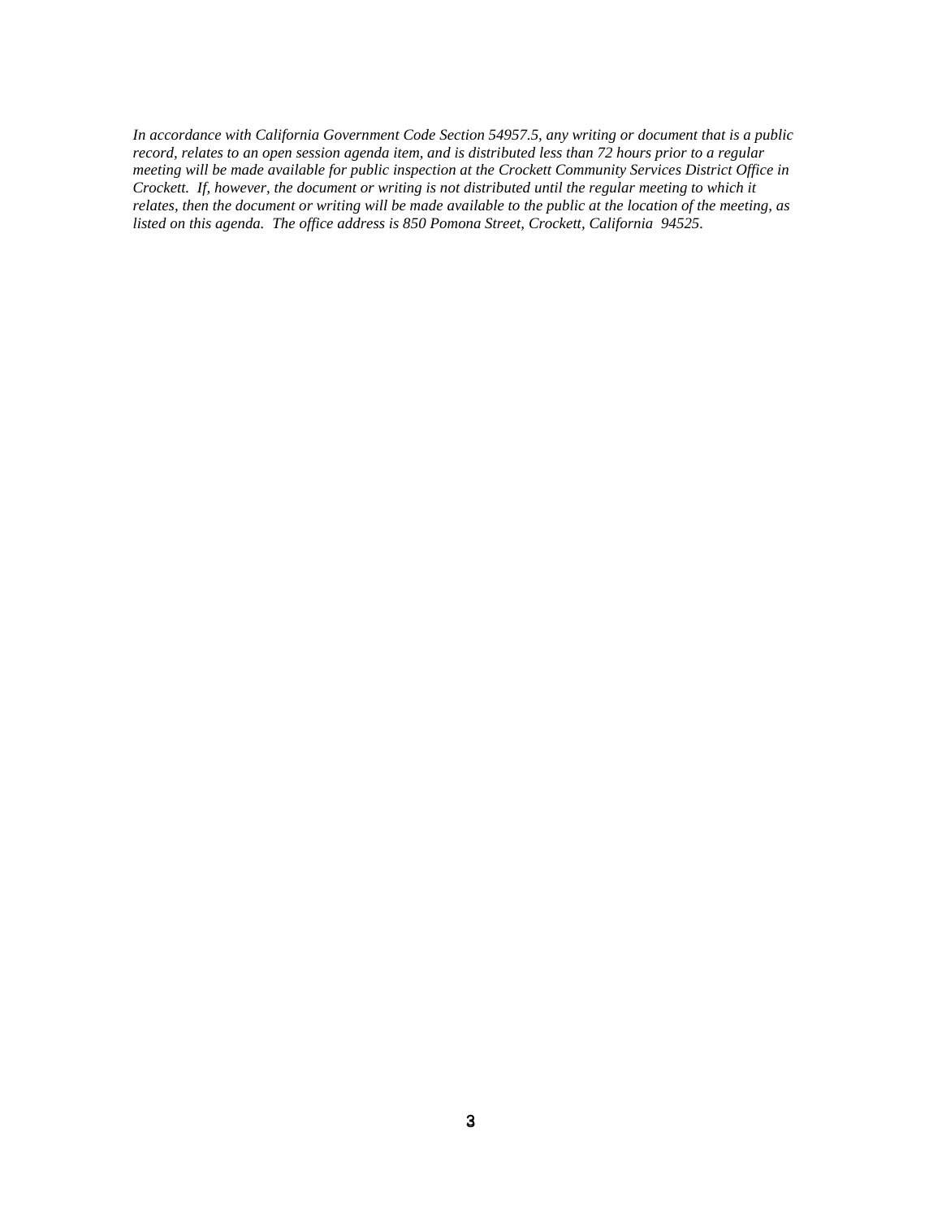*In accordance with California Government Code Section 54957.5, any writing or document that is a public record, relates to an open session agenda item, and is distributed less than 72 hours prior to a regular meeting will be made available for public inspection at the Crockett Community Services District Office in Crockett. If, however, the document or writing is not distributed until the regular meeting to which it relates, then the document or writing will be made available to the public at the location of the meeting, as listed on this agenda. The office address is 850 Pomona Street, Crockett, California 94525.*